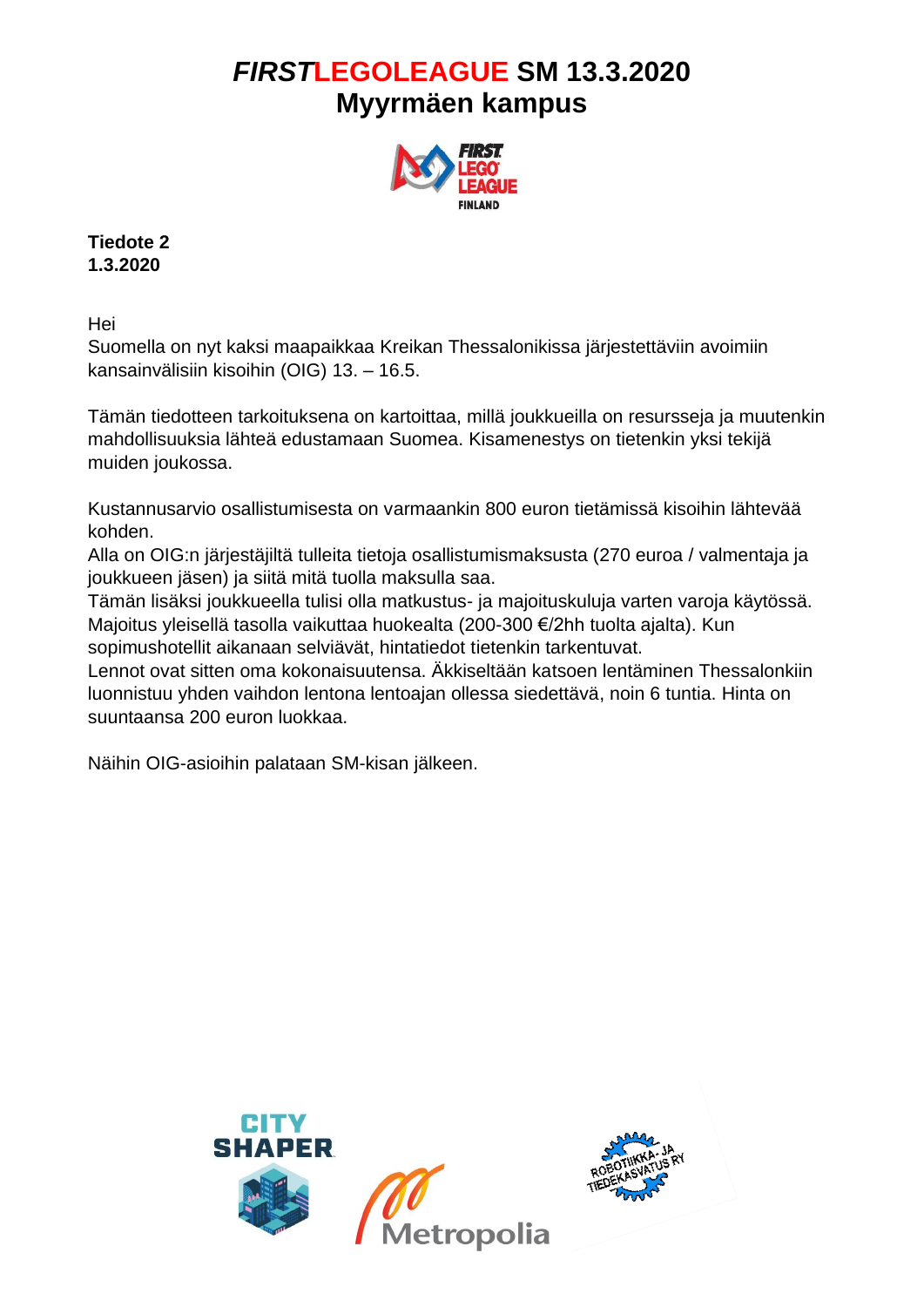# *FIRST*LEGOLEAGUE SM 13.3.2020
# Myyrmäen kampus

**Tiedote 2**
**1.3.2020**

Hei
Suomella on nyt kaksi maapaikkaa Kreikan Thessalonikissa järjestettäviin avoimiin kansainvälisiin kisoihin (OIG) 13. – 16.5.

Tämän tiedotteen tarkoituksena on kartoittaa, millä joukkueilla on resursseja ja muutenkin mahdollisuuksia lähteä edustamaan Suomea. Kisamenestys on tietenkin yksi tekijä muiden joukossa.

Kustannusarvio osallistumisesta on varmaankin 800 euron tietämissä kisoihin lähtevää kohden.
Alla on OIG:n järjestäjiltä tulleita tietoja osallistumismaksusta (270 euroa / valmentaja ja joukkueen jäsen) ja siitä mitä tuolla maksulla saa.
Tämän lisäksi joukkueella tulisi olla matkustus- ja majoituskuluja varten varoja käytössä. Majoitus yleisellä tasolla vaikuttaa huokealta (200-300 €/2hh tuolta ajalta). Kun sopimushotellit aikanaan selviävät, hintatiedot tietenkin tarkentuvat.
Lennot ovat sitten oma kokonaisuutensa. Äkkiseltään katsoen lentäminen Thessalonkiin luonnistuu yhden vaihdon lentona lentoajan ollessa siedettävä, noin 6 tuntia. Hinta on suuntaansa 200 euron luokkaa.

Näihin OIG-asioihin palataan SM-kisan jälkeen.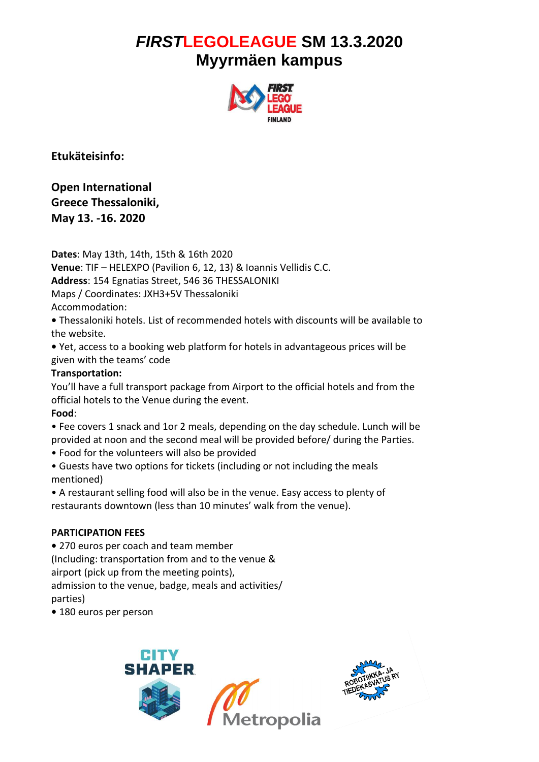# *FIRST*LEGOLEAGUE SM 13.3.2020
# Myyrmäen kampus

**Etukäteisinfo:**

**Open International**
**Greece Thessaloniki,**
**May 13. -16. 2020**

**Dates**: May 13th, 14th, 15th & 16th 2020
**Venue**: TIF – HELEXPO (Pavilion 6, 12, 13) & Ioannis Vellidis C.C.
**Address**: 154 Egnatias Street, 546 36 THESSALONIKI
Maps / Coordinates: JXH3+5V Thessaloniki
Accommodation:

- Thessaloniki hotels. List of recommended hotels with discounts will be available to the website.
- Yet, access to a booking web platform for hotels in advantageous prices will be given with the teams' code

**Transportation:**
You'll have a full transport package from Airport to the official hotels and from the official hotels to the Venue during the event.

**Food**:

- Fee covers 1 snack and 1or 2 meals, depending on the day schedule. Lunch will be provided at noon and the second meal will be provided before/ during the Parties.
- Food for the volunteers will also be provided
- Guests have two options for tickets (including or not including the meals mentioned)
- A restaurant selling food will also be in the venue. Easy access to plenty of restaurants downtown (less than 10 minutes' walk from the venue).

**PARTICIPATION FEES**

- 270 euros per coach and team member
(Including: transportation from and to the venue & airport (pick up from the meeting points), admission to the venue, badge, meals and activities/ parties)
- 180 euros per person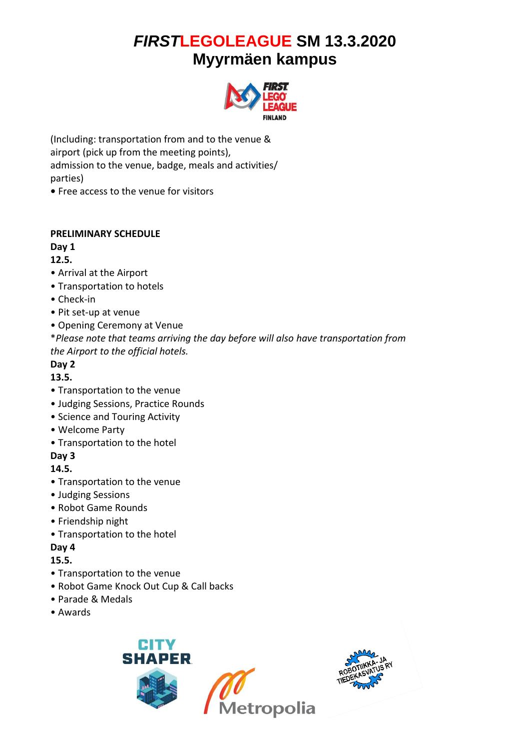# *FIRST*LEGOLEAGUE SM 13.3.2020
# Myyrmäen kampus

(Including: transportation from and to the venue & airport (pick up from the meeting points), admission to the venue, badge, meals and activities/ parties)

• Free access to the venue for visitors

**PRELIMINARY SCHEDULE**

**Day 1**

**12.5.**

• Arrival at the Airport
• Transportation to hotels
• Check-in
• Pit set-up at venue
• Opening Ceremony at Venue

*\*Please note that teams arriving the day before will also have transportation from the Airport to the official hotels.*

**Day 2**

**13.5.**

• Transportation to the venue
• Judging Sessions, Practice Rounds
• Science and Touring Activity
• Welcome Party
• Transportation to the hotel

**Day 3**

**14.5.**

• Transportation to the venue
• Judging Sessions
• Robot Game Rounds
• Friendship night
• Transportation to the hotel

**Day 4**

**15.5.**

• Transportation to the venue
• Robot Game Knock Out Cup & Call backs
• Parade & Medals
• Awards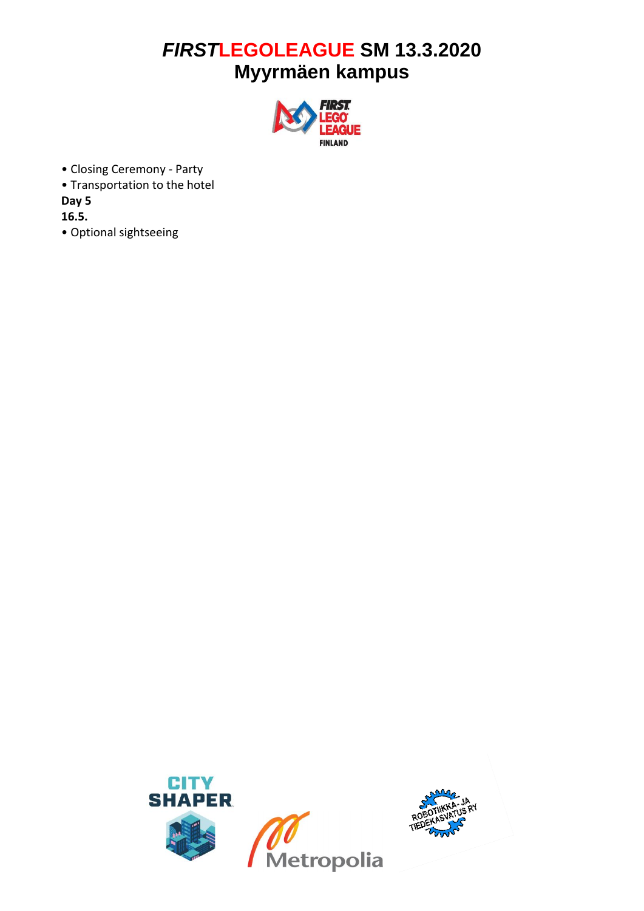# *FIRST*LEGOLEAGUE SM 13.3.2020
## Myyrmäen kampus

- Closing Ceremony - Party
- Transportation to the hotel

**Day 5**

**16.5.**

- Optional sightseeing